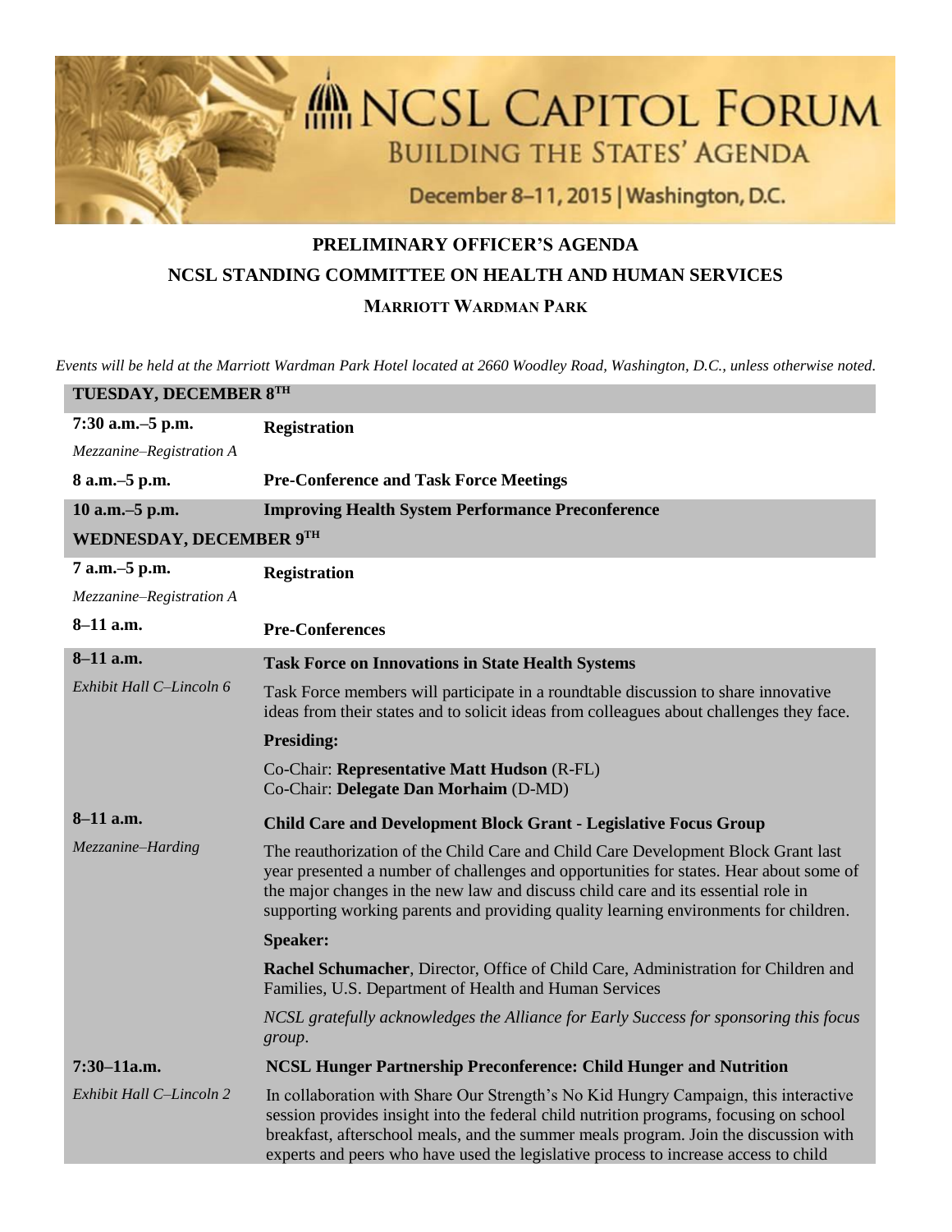# NCSL CAPITOL FORUM

## BUILDING THE STATES' AGENDA

December 8–11, 2015 | Washington, D.C.

## PRELIMINARY OFFICER'S AGENDA

## NCSL STANDING COMMITTEE ON HEALTH AND HUMAN SERVICES

### MARRIOTT WARDMAN PARK

*Events will be held at the Marriott Wardman Park Hotel located at 2660 Woodley Road, Washington, D.C., unless otherwise noted.*

### TUESDAY, DECEMBER 8TH

**7:30 a.m.–5 p.m.**
*Mezzanine–Registration A*

**Registration**

**8 a.m.–5 p.m.**

**Pre-Conference and Task Force Meetings**

**10 a.m.–5 p.m.**

**Improving Health System Performance Preconference**

### WEDNESDAY, DECEMBER 9TH

**7 a.m.–5 p.m.**
*Mezzanine–Registration A*

**Registration**

**8–11 a.m.**

**Pre-Conferences**

**8–11 a.m.**
*Exhibit Hall C–Lincoln 6*

**Task Force on Innovations in State Health Systems**

Task Force members will participate in a roundtable discussion to share innovative ideas from their states and to solicit ideas from colleagues about challenges they face.

**Presiding:**

Co-Chair: **Representative Matt Hudson** (R-FL)
Co-Chair: **Delegate Dan Morhaim** (D-MD)

**8–11 a.m.**
*Mezzanine–Harding*

**Child Care and Development Block Grant - Legislative Focus Group**

The reauthorization of the Child Care and Child Care Development Block Grant last year presented a number of challenges and opportunities for states. Hear about some of the major changes in the new law and discuss child care and its essential role in supporting working parents and providing quality learning environments for children.

**Speaker:**

**Rachel Schumacher**, Director, Office of Child Care, Administration for Children and Families, U.S. Department of Health and Human Services

*NCSL gratefully acknowledges the Alliance for Early Success for sponsoring this focus group.*

**7:30–11a.m.**
*Exhibit Hall C–Lincoln 2*

**NCSL Hunger Partnership Preconference: Child Hunger and Nutrition**

In collaboration with Share Our Strength's No Kid Hungry Campaign, this interactive session provides insight into the federal child nutrition programs, focusing on school breakfast, afterschool meals, and the summer meals program. Join the discussion with experts and peers who have used the legislative process to increase access to child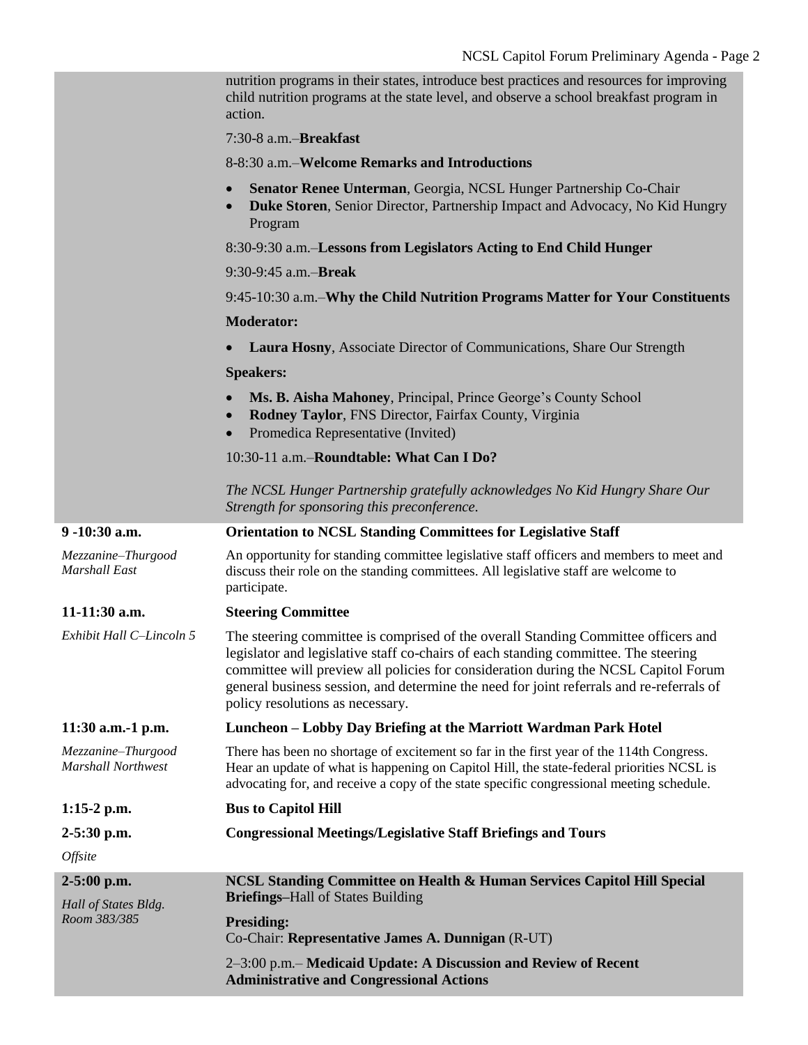nutrition programs in their states, introduce best practices and resources for improving child nutrition programs at the state level, and observe a school breakfast program in action.

7:30-8 a.m.–**Breakfast**

8-8:30 a.m.–**Welcome Remarks and Introductions**

- **Senator Renee Unterman**, Georgia, NCSL Hunger Partnership Co-Chair
- **Duke Storen**, Senior Director, Partnership Impact and Advocacy, No Kid Hungry Program

8:30-9:30 a.m.–**Lessons from Legislators Acting to End Child Hunger**

9:30-9:45 a.m.–**Break**

9:45-10:30 a.m.–**Why the Child Nutrition Programs Matter for Your Constituents**

**Moderator:**

- **Laura Hosny**, Associate Director of Communications, Share Our Strength

**Speakers:**

- **Ms. B. Aisha Mahoney**, Principal, Prince George's County School
- **Rodney Taylor**, FNS Director, Fairfax County, Virginia
- Promedica Representative (Invited)

10:30-11 a.m.–**Roundtable: What Can I Do?**

*The NCSL Hunger Partnership gratefully acknowledges No Kid Hungry Share Our Strength for sponsoring this preconference.*

**9 -10:30 a.m.** — **Orientation to NCSL Standing Committees for Legislative Staff**

*Mezzanine–Thurgood Marshall East*

An opportunity for standing committee legislative staff officers and members to meet and discuss their role on the standing committees. All legislative staff are welcome to participate.

**11-11:30 a.m.** — **Steering Committee**

*Exhibit Hall C–Lincoln 5*

The steering committee is comprised of the overall Standing Committee officers and legislator and legislative staff co-chairs of each standing committee. The steering committee will preview all policies for consideration during the NCSL Capitol Forum general business session, and determine the need for joint referrals and re-referrals of policy resolutions as necessary.

**11:30 a.m.-1 p.m.** — **Luncheon – Lobby Day Briefing at the Marriott Wardman Park Hotel**

*Mezzanine–Thurgood Marshall Northwest*

There has been no shortage of excitement so far in the first year of the 114th Congress. Hear an update of what is happening on Capitol Hill, the state-federal priorities NCSL is advocating for, and receive a copy of the state specific congressional meeting schedule.

**1:15-2 p.m.** — **Bus to Capitol Hill**

**2-5:30 p.m.** — **Congressional Meetings/Legislative Staff Briefings and Tours**

*Offsite*

**2-5:00 p.m.** — **NCSL Standing Committee on Health & Human Services Capitol Hill Special Briefings–**Hall of States Building

*Hall of States Bldg. Room 383/385*

**Presiding:**
Co-Chair: **Representative James A. Dunnigan** (R-UT)

2–3:00 p.m.– **Medicaid Update: A Discussion and Review of Recent Administrative and Congressional Actions**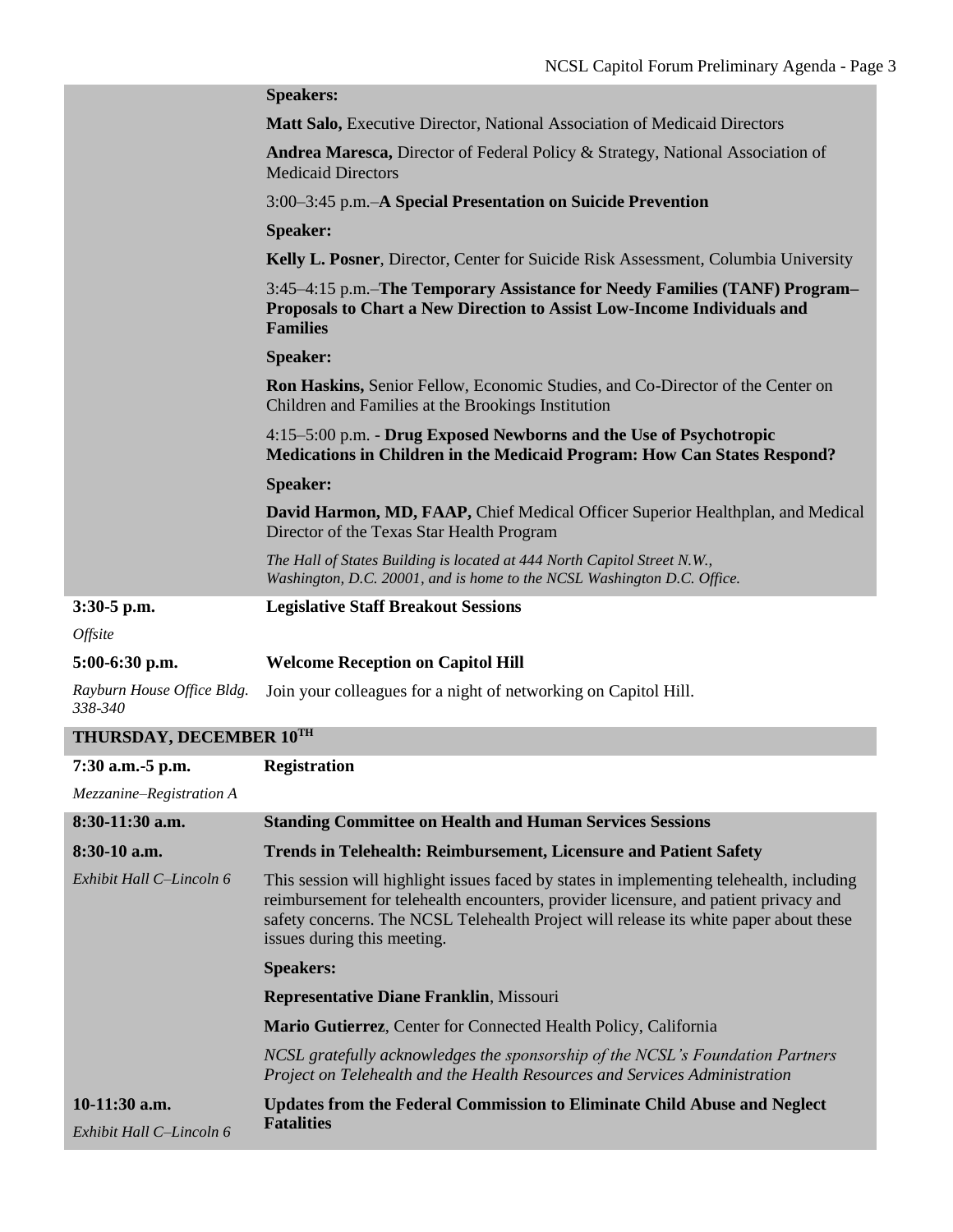**Speakers:**

**Matt Salo,** Executive Director, National Association of Medicaid Directors

**Andrea Maresca,** Director of Federal Policy & Strategy, National Association of Medicaid Directors

3:00–3:45 p.m.–**A Special Presentation on Suicide Prevention**

**Speaker:**

**Kelly L. Posner**, Director, Center for Suicide Risk Assessment, Columbia University

3:45–4:15 p.m.–**The Temporary Assistance for Needy Families (TANF) Program–Proposals to Chart a New Direction to Assist Low-Income Individuals and Families**

**Speaker:**

**Ron Haskins,** Senior Fellow, Economic Studies, and Co-Director of the Center on Children and Families at the Brookings Institution

4:15–5:00 p.m. - **Drug Exposed Newborns and the Use of Psychotropic Medications in Children in the Medicaid Program: How Can States Respond?**

**Speaker:**

**David Harmon, MD, FAAP,** Chief Medical Officer Superior Healthplan, and Medical Director of the Texas Star Health Program

*The Hall of States Building is located at 444 North Capitol Street N.W., Washington, D.C. 20001, and is home to the NCSL Washington D.C. Office.*

**3:30-5 p.m.** — **Legislative Staff Breakout Sessions**

*Offsite*

**5:00-6:30 p.m.** — **Welcome Reception on Capitol Hill**

*Rayburn House Office Bldg. 338-340*

Join your colleagues for a night of networking on Capitol Hill.

## THURSDAY, DECEMBER 10TH

**7:30 a.m.-5 p.m.** — **Registration**

*Mezzanine–Registration A*

**8:30-11:30 a.m.** — **Standing Committee on Health and Human Services Sessions**

**8:30-10 a.m.** — **Trends in Telehealth: Reimbursement, Licensure and Patient Safety**

*Exhibit Hall C–Lincoln 6*

This session will highlight issues faced by states in implementing telehealth, including reimbursement for telehealth encounters, provider licensure, and patient privacy and safety concerns. The NCSL Telehealth Project will release its white paper about these issues during this meeting.

**Speakers:**

**Representative Diane Franklin**, Missouri

**Mario Gutierrez**, Center for Connected Health Policy, California

*NCSL gratefully acknowledges the sponsorship of the NCSL's Foundation Partners Project on Telehealth and the Health Resources and Services Administration*

**10-11:30 a.m.** — **Updates from the Federal Commission to Eliminate Child Abuse and Neglect Fatalities**

*Exhibit Hall C–Lincoln 6*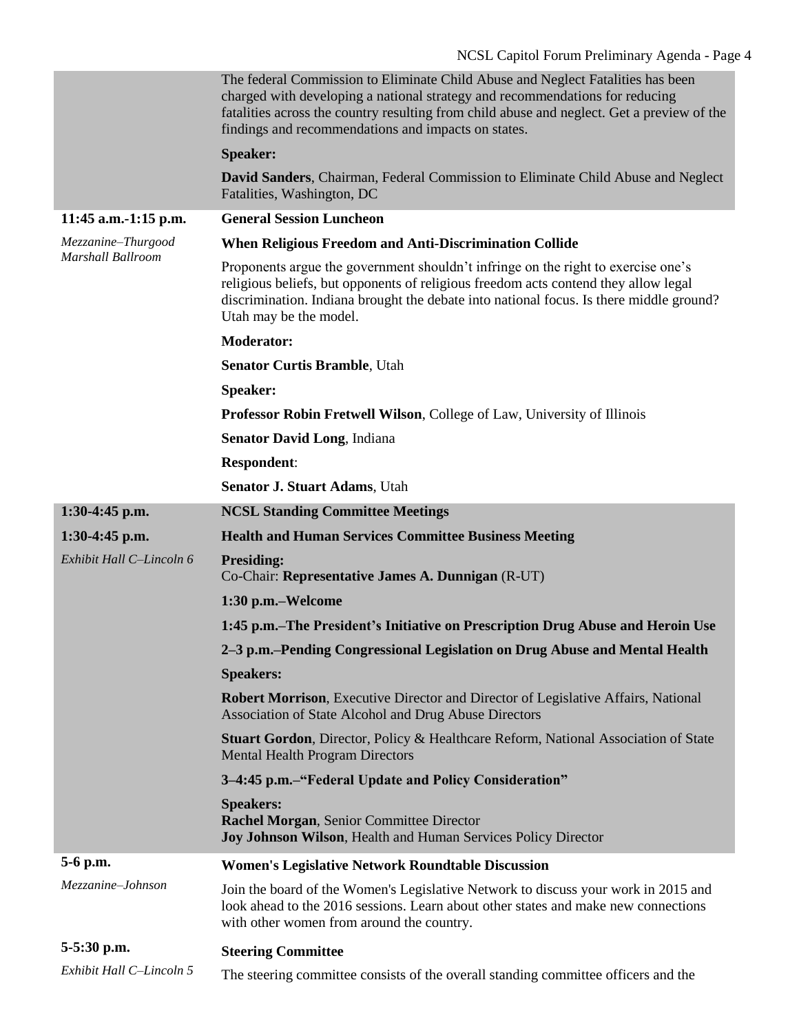The federal Commission to Eliminate Child Abuse and Neglect Fatalities has been charged with developing a national strategy and recommendations for reducing fatalities across the country resulting from child abuse and neglect. Get a preview of the findings and recommendations and impacts on states.

**Speaker:**

**David Sanders**, Chairman, Federal Commission to Eliminate Child Abuse and Neglect Fatalities, Washington, DC

**11:45 a.m.-1:15 p.m.**

*Mezzanine–Thurgood Marshall Ballroom*

**General Session Luncheon**

**When Religious Freedom and Anti-Discrimination Collide**

Proponents argue the government shouldn't infringe on the right to exercise one's religious beliefs, but opponents of religious freedom acts contend they allow legal discrimination. Indiana brought the debate into national focus. Is there middle ground? Utah may be the model.

**Moderator:**

**Senator Curtis Bramble**, Utah

**Speaker:**

**Professor Robin Fretwell Wilson**, College of Law, University of Illinois

**Senator David Long**, Indiana

**Respondent**:

**Senator J. Stuart Adams**, Utah

**1:30-4:45 p.m.**

**NCSL Standing Committee Meetings**

**1:30-4:45 p.m.**

*Exhibit Hall C–Lincoln 6*

**Health and Human Services Committee Business Meeting**

**Presiding:**
Co-Chair: **Representative James A. Dunnigan** (R-UT)

**1:30 p.m.–Welcome**

**1:45 p.m.–The President's Initiative on Prescription Drug Abuse and Heroin Use**

**2–3 p.m.–Pending Congressional Legislation on Drug Abuse and Mental Health**

**Speakers:**

**Robert Morrison**, Executive Director and Director of Legislative Affairs, National Association of State Alcohol and Drug Abuse Directors

**Stuart Gordon**, Director, Policy & Healthcare Reform, National Association of State Mental Health Program Directors

**3–4:45 p.m.–"Federal Update and Policy Consideration"**

**Speakers:**
**Rachel Morgan**, Senior Committee Director
**Joy Johnson Wilson**, Health and Human Services Policy Director

**5-6 p.m.**

*Mezzanine–Johnson*

**Women's Legislative Network Roundtable Discussion**

Join the board of the Women's Legislative Network to discuss your work in 2015 and look ahead to the 2016 sessions. Learn about other states and make new connections with other women from around the country.

**5-5:30 p.m.**

*Exhibit Hall C–Lincoln 5*

**Steering Committee**

The steering committee consists of the overall standing committee officers and the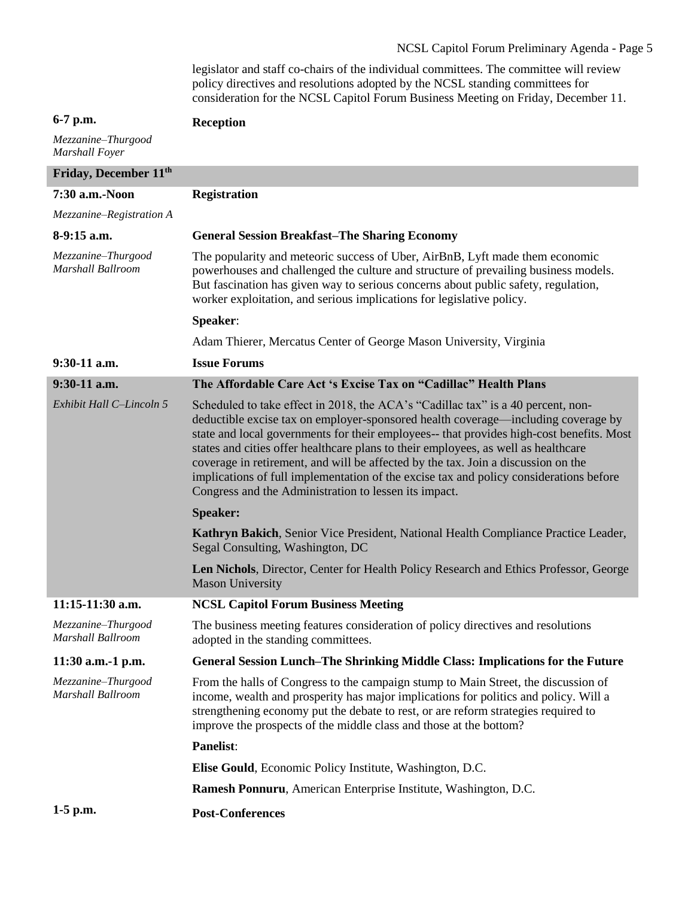legislator and staff co-chairs of the individual committees. The committee will review policy directives and resolutions adopted by the NCSL standing committees for consideration for the NCSL Capitol Forum Business Meeting on Friday, December 11.

**6-7 p.m.** — **Reception**

*Mezzanine–Thurgood Marshall Foyer*

## Friday, December 11th

**7:30 a.m.-Noon** — **Registration**

*Mezzanine–Registration A*

**8-9:15 a.m.** — **General Session Breakfast–The Sharing Economy**

*Mezzanine–Thurgood Marshall Ballroom*

The popularity and meteoric success of Uber, AirBnB, Lyft made them economic powerhouses and challenged the culture and structure of prevailing business models. But fascination has given way to serious concerns about public safety, regulation, worker exploitation, and serious implications for legislative policy.

**Speaker**:

Adam Thierer, Mercatus Center of George Mason University, Virginia

**9:30-11 a.m.** — **Issue Forums**

**9:30-11 a.m.** — **The Affordable Care Act 's Excise Tax on "Cadillac" Health Plans**

*Exhibit Hall C–Lincoln 5*

Scheduled to take effect in 2018, the ACA's "Cadillac tax" is a 40 percent, non-deductible excise tax on employer-sponsored health coverage—including coverage by state and local governments for their employees-- that provides high-cost benefits. Most states and cities offer healthcare plans to their employees, as well as healthcare coverage in retirement, and will be affected by the tax. Join a discussion on the implications of full implementation of the excise tax and policy considerations before Congress and the Administration to lessen its impact.

**Speaker:**

**Kathryn Bakich**, Senior Vice President, National Health Compliance Practice Leader, Segal Consulting, Washington, DC

**Len Nichols**, Director, Center for Health Policy Research and Ethics Professor, George Mason University

**11:15-11:30 a.m.** — **NCSL Capitol Forum Business Meeting**

*Mezzanine–Thurgood Marshall Ballroom*

The business meeting features consideration of policy directives and resolutions adopted in the standing committees.

**11:30 a.m.-1 p.m.** — **General Session Lunch–The Shrinking Middle Class: Implications for the Future**

*Mezzanine–Thurgood Marshall Ballroom*

From the halls of Congress to the campaign stump to Main Street, the discussion of income, wealth and prosperity has major implications for politics and policy. Will a strengthening economy put the debate to rest, or are reform strategies required to improve the prospects of the middle class and those at the bottom?

**Panelist**:

**Elise Gould**, Economic Policy Institute, Washington, D.C.

**Ramesh Ponnuru**, American Enterprise Institute, Washington, D.C.

**1-5 p.m.** — **Post-Conferences**